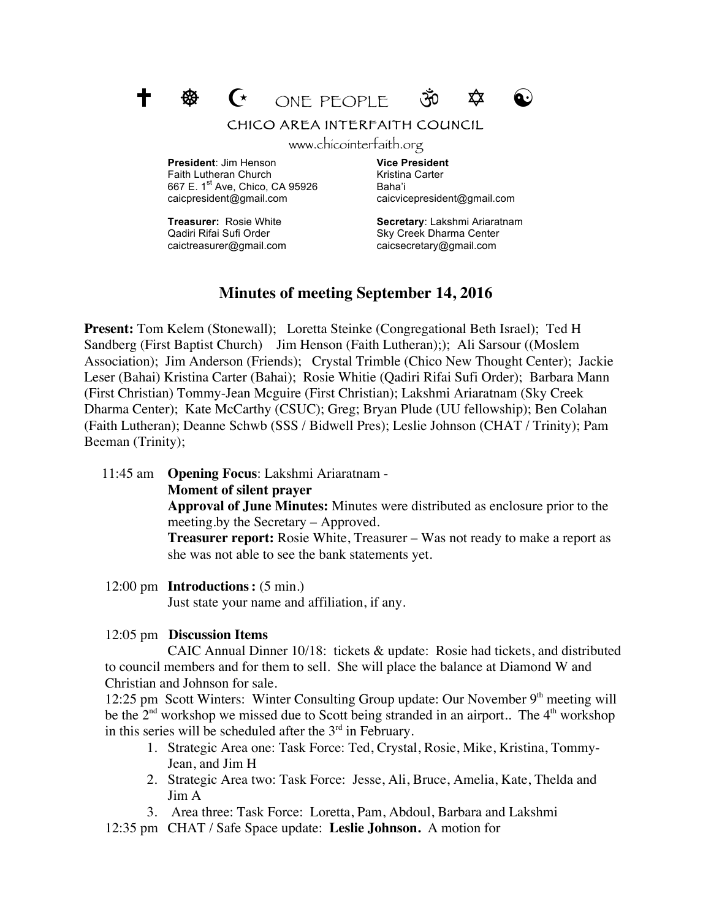✝ ☸ ☪ ONE PEOPLE ॐ ✡ ☯

CHICO AREA INTERFAITH COUNCIL

www.chicointerfaith.org

**President**: Jim Henson
Faith Lutheran Church
667 E. 1st Ave, Chico, CA 95926
caicpresident@gmail.com

**Vice President**
Kristina Carter
Baha'i
caicvicepresident@gmail.com

**Treasurer:** Rosie White
Qadiri Rifai Sufi Order
caictreasurer@gmail.com

**Secretary**: Lakshmi Ariaratnam
Sky Creek Dharma Center
caicsecretary@gmail.com

# Minutes of meeting September 14, 2016

**Present:** Tom Kelem (Stonewall); Loretta Steinke (Congregational Beth Israel); Ted H Sandberg (First Baptist Church) Jim Henson (Faith Lutheran););  Ali Sarsour ((Moslem Association); Jim Anderson (Friends); Crystal Trimble (Chico New Thought Center); Jackie Leser (Bahai) Kristina Carter (Bahai); Rosie Whitie (Qadiri Rifai Sufi Order); Barbara Mann (First Christian) Tommy-Jean Mcguire (First Christian); Lakshmi Ariaratnam (Sky Creek Dharma Center); Kate McCarthy (CSUC); Greg; Bryan Plude (UU fellowship); Ben Colahan (Faith Lutheran); Deanne Schwb (SSS / Bidwell Pres); Leslie Johnson (CHAT / Trinity); Pam Beeman (Trinity);

11:45 am **Opening Focus**: Lakshmi Ariaratnam -
**Moment of silent prayer**
**Approval of June Minutes:** Minutes were distributed as enclosure prior to the meeting.by the Secretary – Approved.
**Treasurer report:** Rosie White, Treasurer – Was not ready to make a report as she was not able to see the bank statements yet.

12:00 pm **Introductions :** (5 min.)
Just state your name and affiliation, if any.

12:05 pm **Discussion Items**
CAIC Annual Dinner 10/18: tickets & update: Rosie had tickets, and distributed to council members and for them to sell. She will place the balance at Diamond W and Christian and Johnson for sale.

12:25 pm Scott Winters: Winter Consulting Group update: Our November 9th meeting will be the 2nd workshop we missed due to Scott being stranded in an airport.. The 4th workshop in this series will be scheduled after the 3rd in February.

1. Strategic Area one: Task Force: Ted, Crystal, Rosie, Mike, Kristina, Tommy-Jean, and Jim H
2. Strategic Area two: Task Force: Jesse, Ali, Bruce, Amelia, Kate, Thelda and Jim A
3. Area three: Task Force: Loretta, Pam, Abdoul, Barbara and Lakshmi

12:35 pm CHAT / Safe Space update: **Leslie Johnson.** A motion for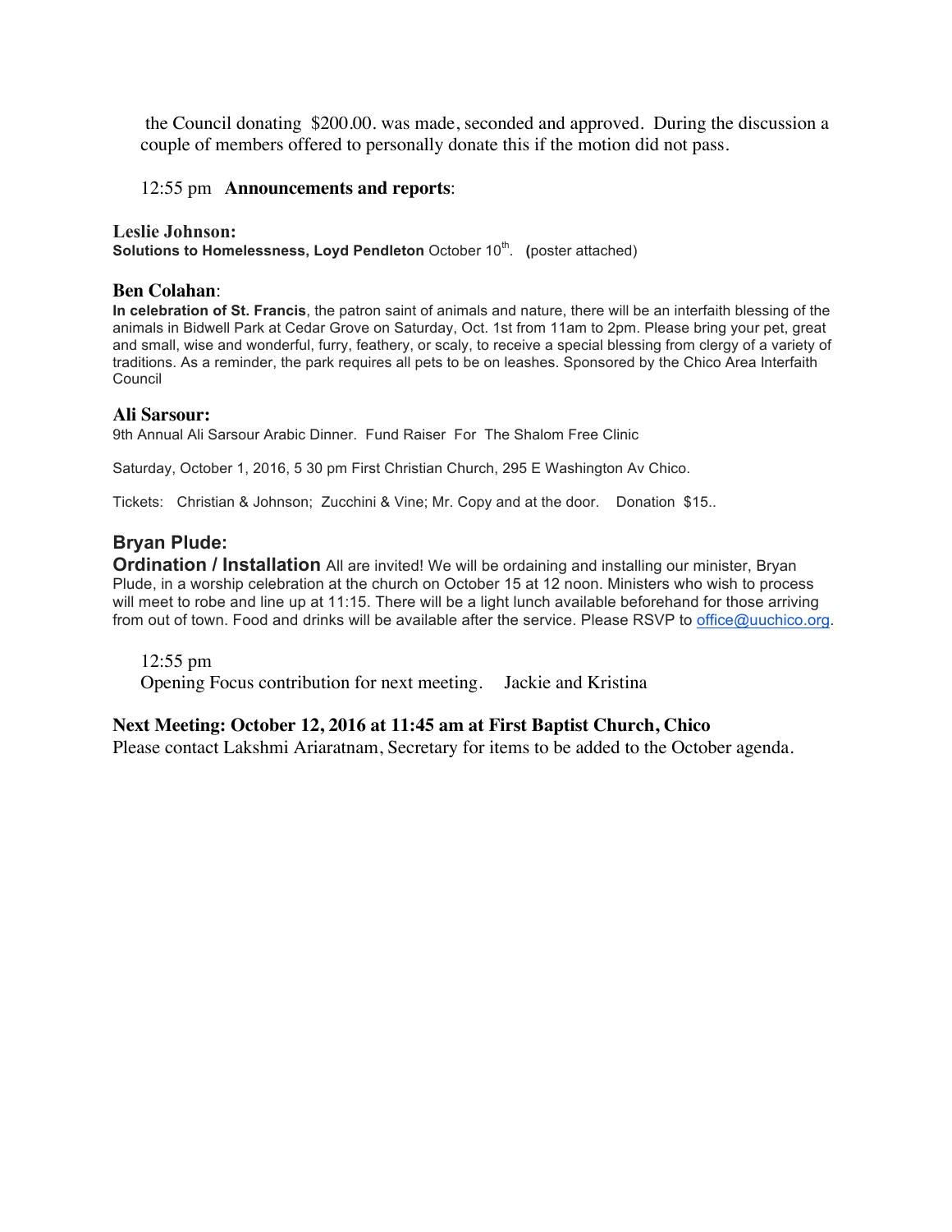the Council donating $200.00. was made, seconded and approved. During the discussion a couple of members offered to personally donate this if the motion did not pass.

12:55 pm **Announcements and reports**:

**Leslie Johnson:**
**Solutions to Homelessness, Loyd Pendleton** October 10th. (poster attached)

**Ben Colahan**:
**In celebration of St. Francis**, the patron saint of animals and nature, there will be an interfaith blessing of the animals in Bidwell Park at Cedar Grove on Saturday, Oct. 1st from 11am to 2pm. Please bring your pet, great and small, wise and wonderful, furry, feathery, or scaly, to receive a special blessing from clergy of a variety of traditions. As a reminder, the park requires all pets to be on leashes. Sponsored by the Chico Area Interfaith Council

**Ali Sarsour:**
9th Annual Ali Sarsour Arabic Dinner. Fund Raiser For The Shalom Free Clinic

Saturday, October 1, 2016, 5 30 pm First Christian Church, 295 E Washington Av Chico.

Tickets: Christian & Johnson; Zucchini & Vine; Mr. Copy and at the door. Donation $15..

**Bryan Plude:**
**Ordination / Installation** All are invited! We will be ordaining and installing our minister, Bryan Plude, in a worship celebration at the church on October 15 at 12 noon. Ministers who wish to process will meet to robe and line up at 11:15. There will be a light lunch available beforehand for those arriving from out of town. Food and drinks will be available after the service. Please RSVP to office@uuchico.org.

12:55 pm
Opening Focus contribution for next meeting. Jackie and Kristina

**Next Meeting: October 12, 2016 at 11:45 am at First Baptist Church, Chico**
Please contact Lakshmi Ariaratnam, Secretary for items to be added to the October agenda.